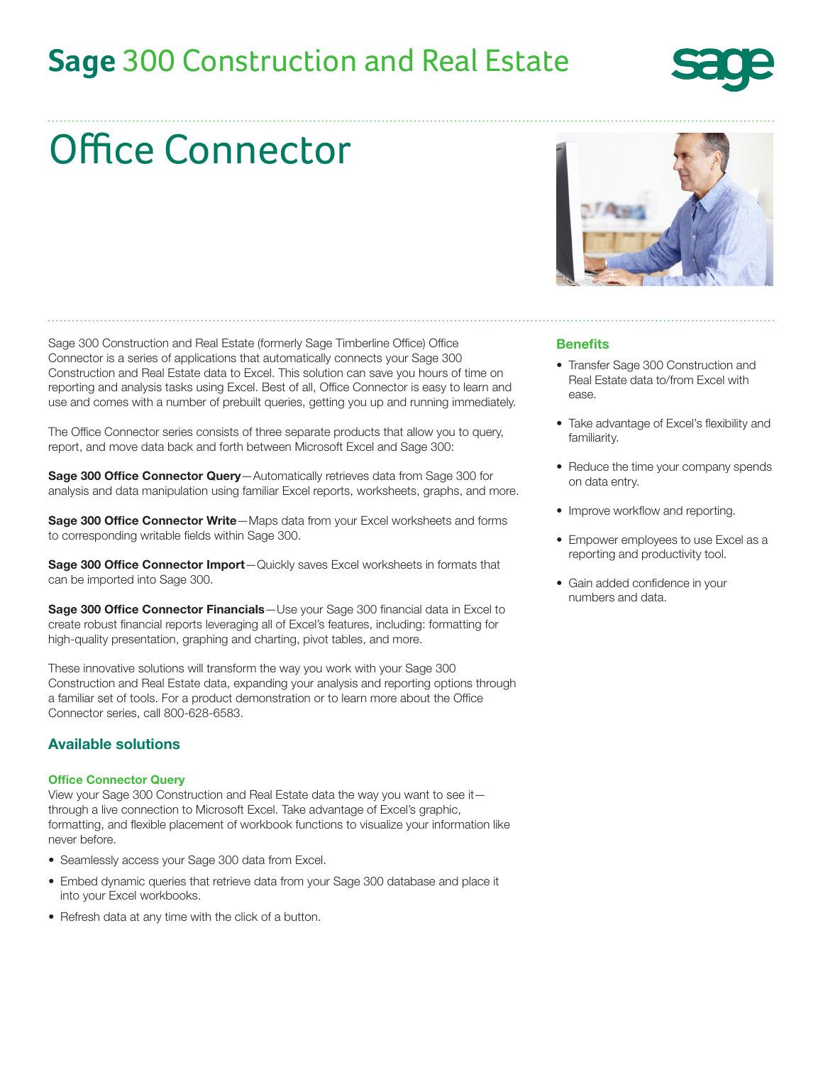# Sage 300 Construction and Real Estate

## Office Connector

Sage 300 Construction and Real Estate (formerly Sage Timberline Office) Office Connector is a series of applications that automatically connects your Sage 300 Construction and Real Estate data to Excel. This solution can save you hours of time on reporting and analysis tasks using Excel. Best of all, Office Connector is easy to learn and use and comes with a number of prebuilt queries, getting you up and running immediately.

The Office Connector series consists of three separate products that allow you to query, report, and move data back and forth between Microsoft Excel and Sage 300:

**Sage 300 Office Connector Query**—Automatically retrieves data from Sage 300 for analysis and data manipulation using familiar Excel reports, worksheets, graphs, and more.

**Sage 300 Office Connector Write**—Maps data from your Excel worksheets and forms to corresponding writable fields within Sage 300.

**Sage 300 Office Connector Import**—Quickly saves Excel worksheets in formats that can be imported into Sage 300.

**Sage 300 Office Connector Financials**—Use your Sage 300 financial data in Excel to create robust financial reports leveraging all of Excel's features, including: formatting for high-quality presentation, graphing and charting, pivot tables, and more.

These innovative solutions will transform the way you work with your Sage 300 Construction and Real Estate data, expanding your analysis and reporting options through a familiar set of tools. For a product demonstration or to learn more about the Office Connector series, call 800-628-6583.

### Available solutions

#### Office Connector Query

View your Sage 300 Construction and Real Estate data the way you want to see it—through a live connection to Microsoft Excel. Take advantage of Excel's graphic, formatting, and flexible placement of workbook functions to visualize your information like never before.

- Seamlessly access your Sage 300 data from Excel.
- Embed dynamic queries that retrieve data from your Sage 300 database and place it into your Excel workbooks.
- Refresh data at any time with the click of a button.

### Benefits

- Transfer Sage 300 Construction and Real Estate data to/from Excel with ease.
- Take advantage of Excel's flexibility and familiarity.
- Reduce the time your company spends on data entry.
- Improve workflow and reporting.
- Empower employees to use Excel as a reporting and productivity tool.
- Gain added confidence in your numbers and data.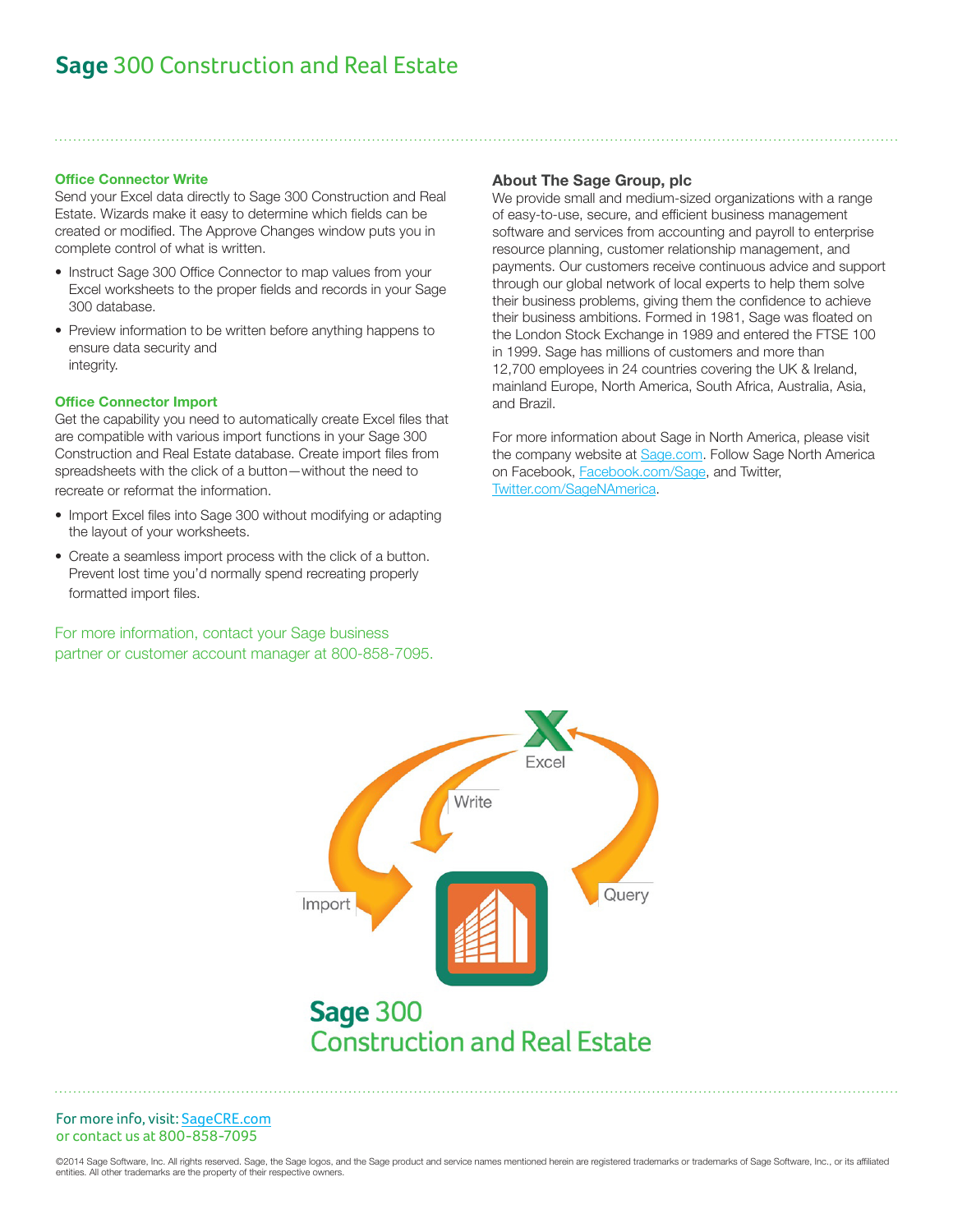## Office Connector Write

Send your Excel data directly to Sage 300 Construction and Real Estate. Wizards make it easy to determine which fields can be created or modified. The Approve Changes window puts you in complete control of what is written.

- Instruct Sage 300 Office Connector to map values from your Excel worksheets to the proper fields and records in your Sage 300 database.
- Preview information to be written before anything happens to ensure data security and integrity.

## Office Connector Import

Get the capability you need to automatically create Excel files that are compatible with various import functions in your Sage 300 Construction and Real Estate database. Create import files from spreadsheets with the click of a button—without the need to recreate or reformat the information.

- Import Excel files into Sage 300 without modifying or adapting the layout of your worksheets.
- Create a seamless import process with the click of a button. Prevent lost time you'd normally spend recreating properly formatted import files.

For more information, contact your Sage business partner or customer account manager at 800-858-7095.

## About The Sage Group, plc

We provide small and medium-sized organizations with a range of easy-to-use, secure, and efficient business management software and services from accounting and payroll to enterprise resource planning, customer relationship management, and payments. Our customers receive continuous advice and support through our global network of local experts to help them solve their business problems, giving them the confidence to achieve their business ambitions. Formed in 1981, Sage was floated on the London Stock Exchange in 1989 and entered the FTSE 100 in 1999. Sage has millions of customers and more than 12,700 employees in 24 countries covering the UK & Ireland, mainland Europe, North America, South Africa, Australia, Asia, and Brazil.

For more information about Sage in North America, please visit the company website at Sage.com. Follow Sage North America on Facebook, Facebook.com/Sage, and Twitter, Twitter.com/SageNAmerica.

Excel

Write

Import

Query

Sage 300
Construction and Real Estate

For more info, visit: SageCRE.com
or contact us at 800-858-7095

©2014 Sage Software, Inc. All rights reserved. Sage, the Sage logos, and the Sage product and service names mentioned herein are registered trademarks or trademarks of Sage Software, Inc., or its affiliated entities. All other trademarks are the property of their respective owners.